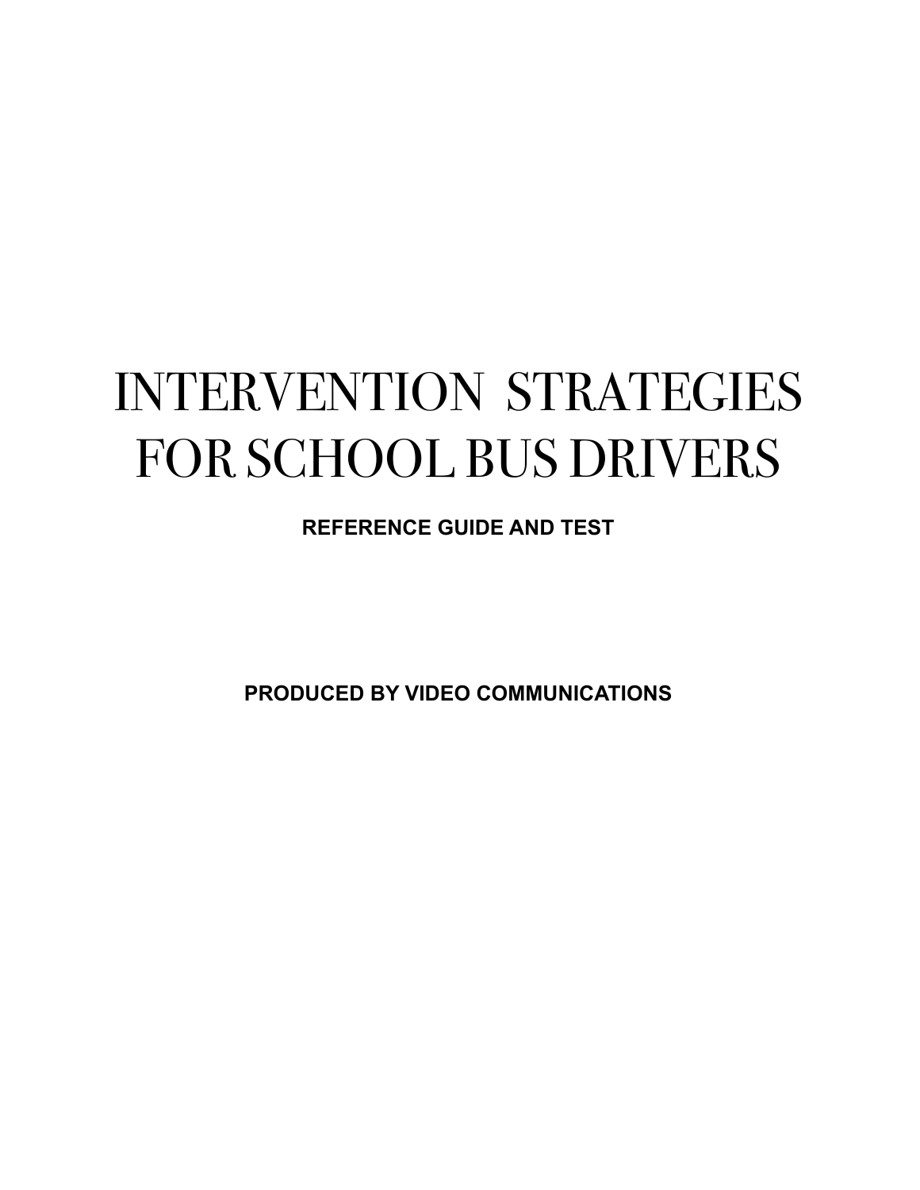# INTERVENTION STRATEGIES FOR SCHOOL BUS DRIVERS

**REFERENCE GUIDE AND TEST**

**PRODUCED BY VIDEO COMMUNICATIONS**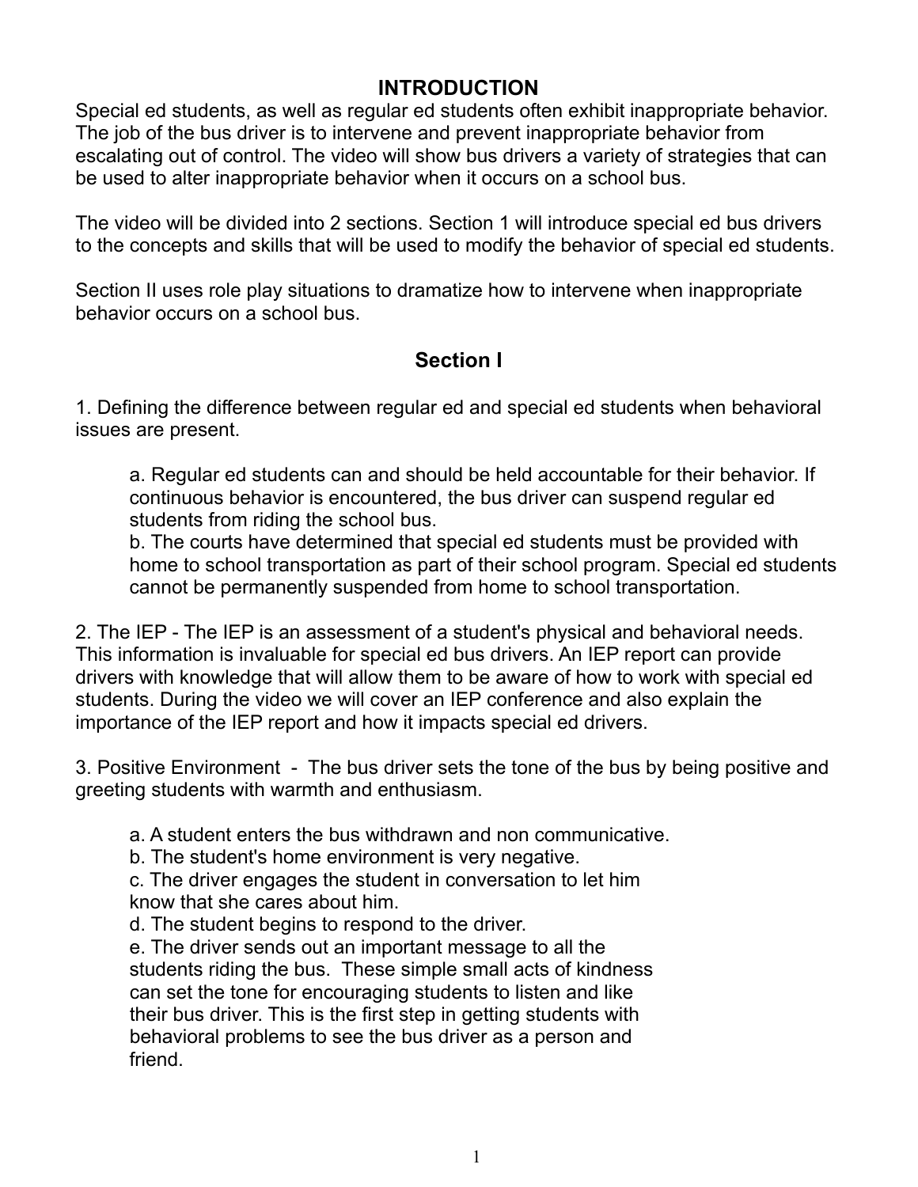## INTRODUCTION

Special ed students, as well as regular ed students often exhibit inappropriate behavior. The job of the bus driver is to intervene and prevent inappropriate behavior from escalating out of control. The video will show bus drivers a variety of strategies that can be used to alter inappropriate behavior when it occurs on a school bus.

The video will be divided into 2 sections. Section 1 will introduce special ed bus drivers to the concepts and skills that will be used to modify the behavior of special ed students.

Section II uses role play situations to dramatize how to intervene when inappropriate behavior occurs on a school bus.

## Section I

1. Defining the difference between regular ed and special ed students when behavioral issues are present.

    a. Regular ed students can and should be held accountable for their behavior. If continuous behavior is encountered, the bus driver can suspend regular ed students from riding the school bus.
    b. The courts have determined that special ed students must be provided with home to school transportation as part of their school program. Special ed students cannot be permanently suspended from home to school transportation.

2. The IEP - The IEP is an assessment of a student's physical and behavioral needs. This information is invaluable for special ed bus drivers. An IEP report can provide drivers with knowledge that will allow them to be aware of how to work with special ed students. During the video we will cover an IEP conference and also explain the importance of the IEP report and how it impacts special ed drivers.

3. Positive Environment - The bus driver sets the tone of the bus by being positive and greeting students with warmth and enthusiasm.

    a. A student enters the bus withdrawn and non communicative.
    b. The student's home environment is very negative.
    c. The driver engages the student in conversation to let him know that she cares about him.
    d. The student begins to respond to the driver.
    e. The driver sends out an important message to all the students riding the bus. These simple small acts of kindness can set the tone for encouraging students to listen and like their bus driver. This is the first step in getting students with behavioral problems to see the bus driver as a person and friend.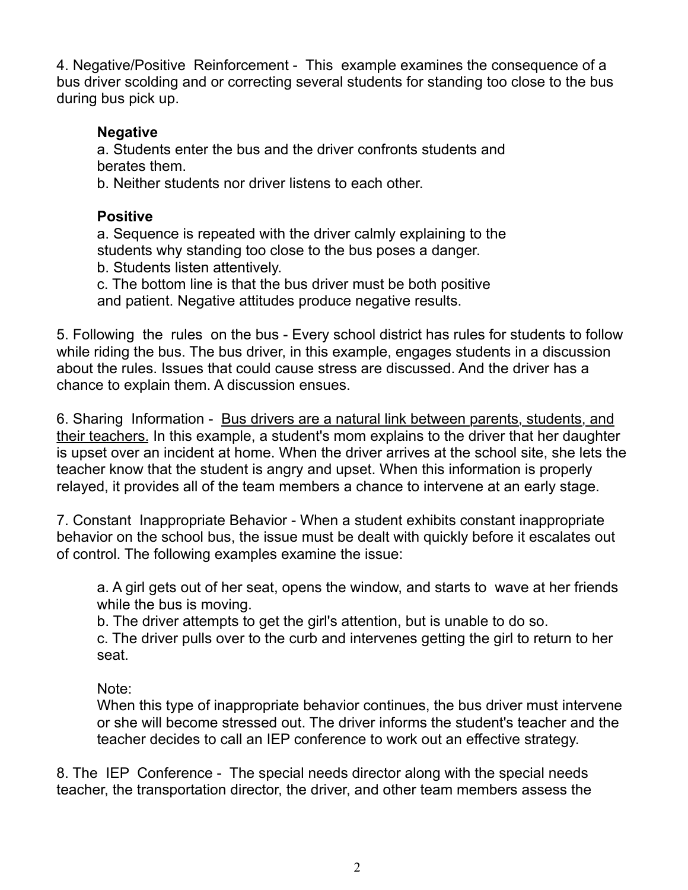4. Negative/Positive Reinforcement - This example examines the consequence of a bus driver scolding and or correcting several students for standing too close to the bus during bus pick up.

**Negative**

a. Students enter the bus and the driver confronts students and berates them.
b. Neither students nor driver listens to each other.

**Positive**

a. Sequence is repeated with the driver calmly explaining to the students why standing too close to the bus poses a danger.
b. Students listen attentively.
c. The bottom line is that the bus driver must be both positive and patient. Negative attitudes produce negative results.

5. Following the rules on the bus - Every school district has rules for students to follow while riding the bus. The bus driver, in this example, engages students in a discussion about the rules. Issues that could cause stress are discussed. And the driver has a chance to explain them. A discussion ensues.

6. Sharing Information - <u>Bus drivers are a natural link between parents, students, and their teachers.</u> In this example, a student's mom explains to the driver that her daughter is upset over an incident at home. When the driver arrives at the school site, she lets the teacher know that the student is angry and upset. When this information is properly relayed, it provides all of the team members a chance to intervene at an early stage.

7. Constant Inappropriate Behavior - When a student exhibits constant inappropriate behavior on the school bus, the issue must be dealt with quickly before it escalates out of control. The following examples examine the issue:

a. A girl gets out of her seat, opens the window, and starts to wave at her friends while the bus is moving.
b. The driver attempts to get the girl's attention, but is unable to do so.
c. The driver pulls over to the curb and intervenes getting the girl to return to her seat.

Note:
When this type of inappropriate behavior continues, the bus driver must intervene or she will become stressed out. The driver informs the student's teacher and the teacher decides to call an IEP conference to work out an effective strategy.

8. The IEP Conference - The special needs director along with the special needs teacher, the transportation director, the driver, and other team members assess the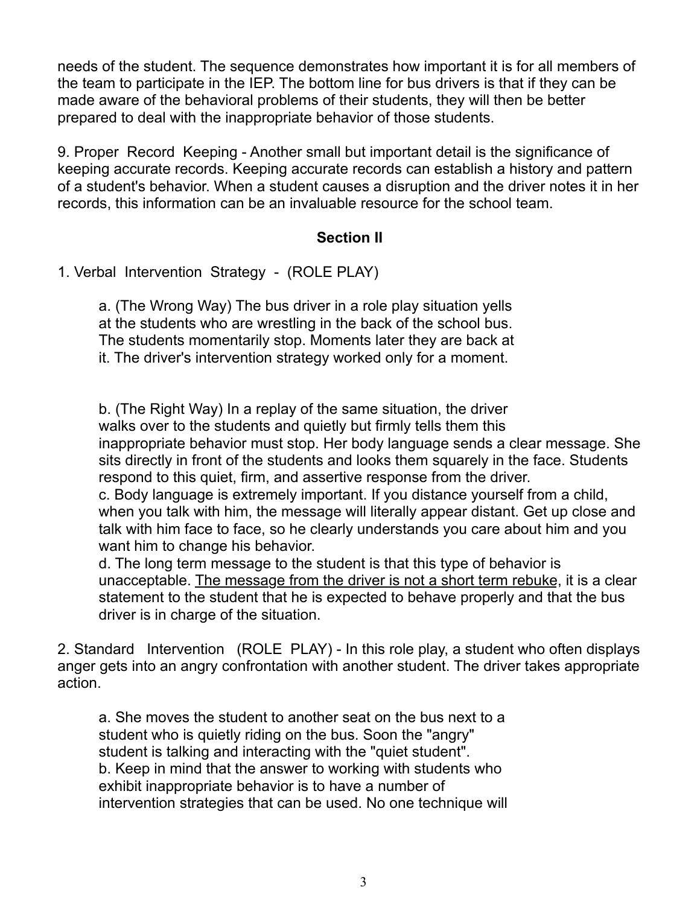needs of the student. The sequence demonstrates how important it is for all members of the team to participate in the IEP. The bottom line for bus drivers is that if they can be made aware of the behavioral problems of their students, they will then be better prepared to deal with the inappropriate behavior of those students.

9. Proper Record Keeping - Another small but important detail is the significance of keeping accurate records. Keeping accurate records can establish a history and pattern of a student's behavior. When a student causes a disruption and the driver notes it in her records, this information can be an invaluable resource for the school team.

## Section II

1. Verbal Intervention Strategy - (ROLE PLAY)

   a. (The Wrong Way) The bus driver in a role play situation yells at the students who are wrestling in the back of the school bus. The students momentarily stop. Moments later they are back at it. The driver's intervention strategy worked only for a moment.

   b. (The Right Way) In a replay of the same situation, the driver walks over to the students and quietly but firmly tells them this inappropriate behavior must stop. Her body language sends a clear message. She sits directly in front of the students and looks them squarely in the face. Students respond to this quiet, firm, and assertive response from the driver.

   c. Body language is extremely important. If you distance yourself from a child, when you talk with him, the message will literally appear distant. Get up close and talk with him face to face, so he clearly understands you care about him and you want him to change his behavior.

   d. The long term message to the student is that this type of behavior is unacceptable. <u>The message from the driver is not a short term rebuke</u>, it is a clear statement to the student that he is expected to behave properly and that the bus driver is in charge of the situation.

2. Standard Intervention (ROLE PLAY) - In this role play, a student who often displays anger gets into an angry confrontation with another student. The driver takes appropriate action.

   a. She moves the student to another seat on the bus next to a student who is quietly riding on the bus. Soon the "angry" student is talking and interacting with the "quiet student".

   b. Keep in mind that the answer to working with students who exhibit inappropriate behavior is to have a number of intervention strategies that can be used. No one technique will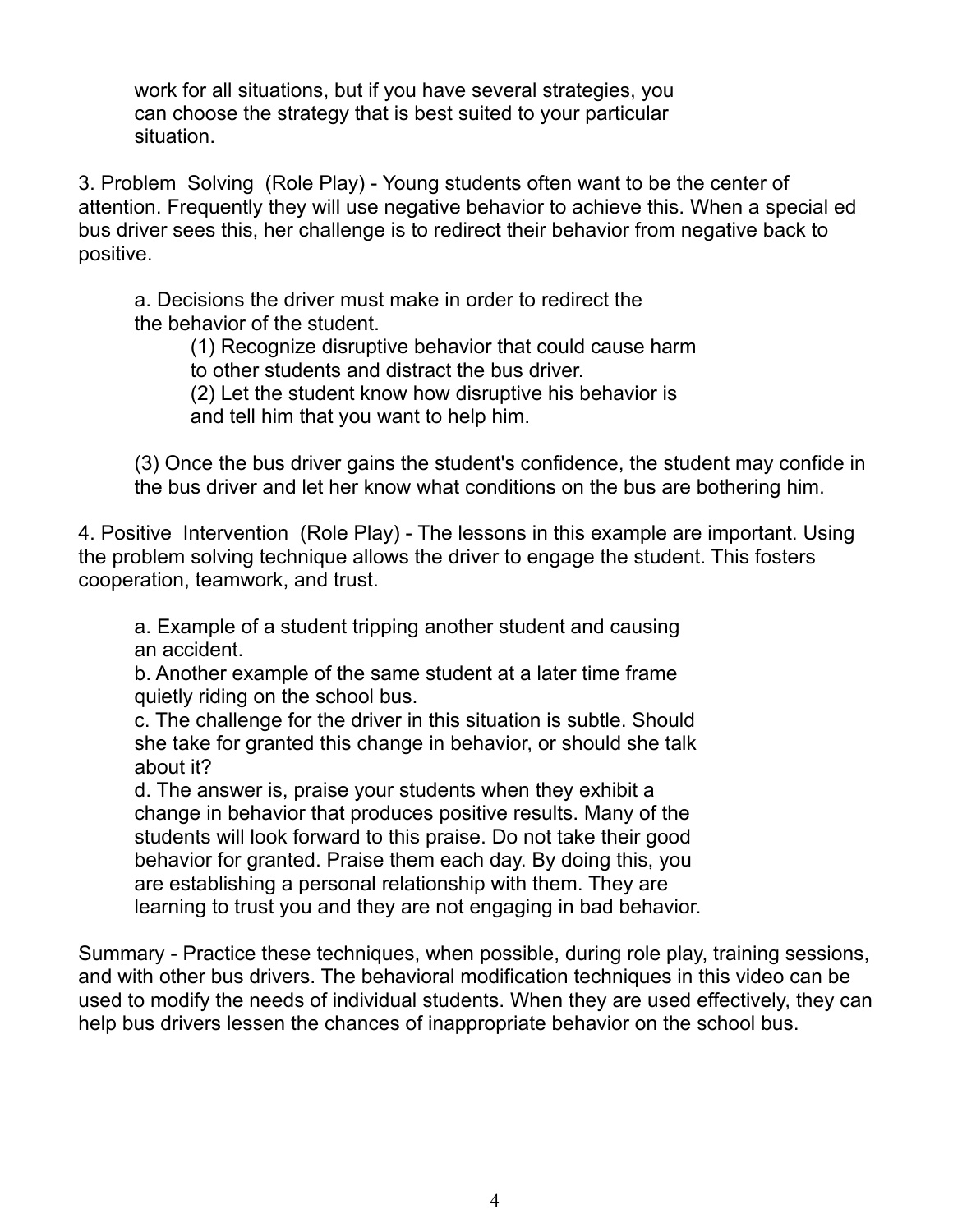work for all situations, but if you have several strategies, you can choose the strategy that is best suited to your particular situation.

3. Problem Solving (Role Play) - Young students often want to be the center of attention. Frequently they will use negative behavior to achieve this. When a special ed bus driver sees this, her challenge is to redirect their behavior from negative back to positive.

   a. Decisions the driver must make in order to redirect the the behavior of the student.

      (1) Recognize disruptive behavior that could cause harm to other students and distract the bus driver.

      (2) Let the student know how disruptive his behavior is and tell him that you want to help him.

   (3) Once the bus driver gains the student's confidence, the student may confide in the bus driver and let her know what conditions on the bus are bothering him.

4. Positive Intervention (Role Play) - The lessons in this example are important. Using the problem solving technique allows the driver to engage the student. This fosters cooperation, teamwork, and trust.

   a. Example of a student tripping another student and causing an accident.

   b. Another example of the same student at a later time frame quietly riding on the school bus.

   c. The challenge for the driver in this situation is subtle. Should she take for granted this change in behavior, or should she talk about it?

   d. The answer is, praise your students when they exhibit a change in behavior that produces positive results. Many of the students will look forward to this praise. Do not take their good behavior for granted. Praise them each day. By doing this, you are establishing a personal relationship with them. They are learning to trust you and they are not engaging in bad behavior.

Summary - Practice these techniques, when possible, during role play, training sessions, and with other bus drivers. The behavioral modification techniques in this video can be used to modify the needs of individual students. When they are used effectively, they can help bus drivers lessen the chances of inappropriate behavior on the school bus.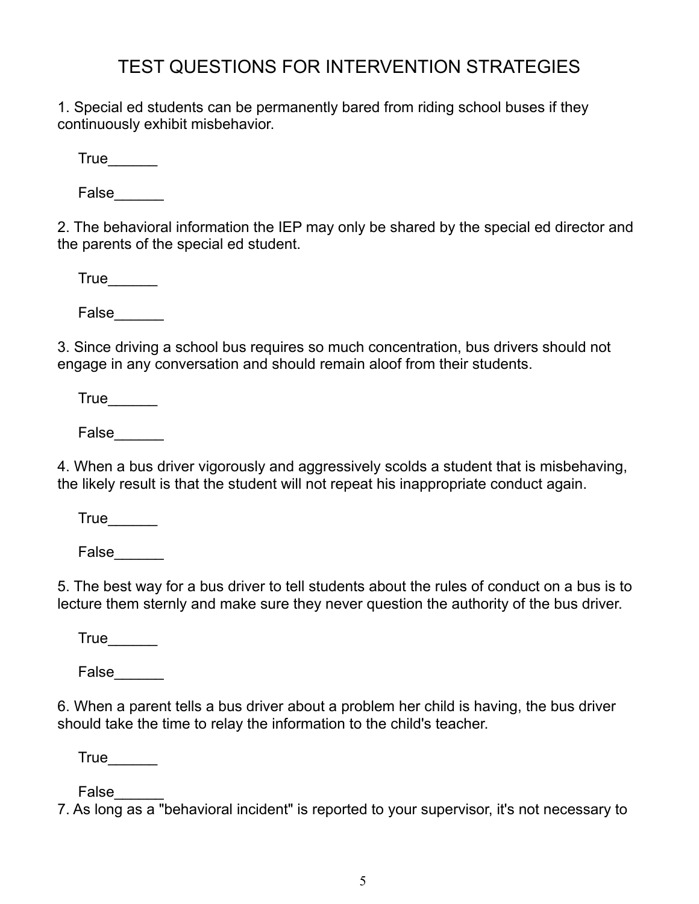# TEST QUESTIONS FOR INTERVENTION STRATEGIES

1. Special ed students can be permanently bared from riding school buses if they continuously exhibit misbehavior.

   True______

   False______

2. The behavioral information the IEP may only be shared by the special ed director and the parents of the special ed student.

   True______

   False______

3. Since driving a school bus requires so much concentration, bus drivers should not engage in any conversation and should remain aloof from their students.

   True______

   False______

4. When a bus driver vigorously and aggressively scolds a student that is misbehaving, the likely result is that the student will not repeat his inappropriate conduct again.

   True______

   False______

5. The best way for a bus driver to tell students about the rules of conduct on a bus is to lecture them sternly and make sure they never question the authority of the bus driver.

   True______

   False______

6. When a parent tells a bus driver about a problem her child is having, the bus driver should take the time to relay the information to the child's teacher.

   True______

   False______

7. As long as a "behavioral incident" is reported to your supervisor, it's not necessary to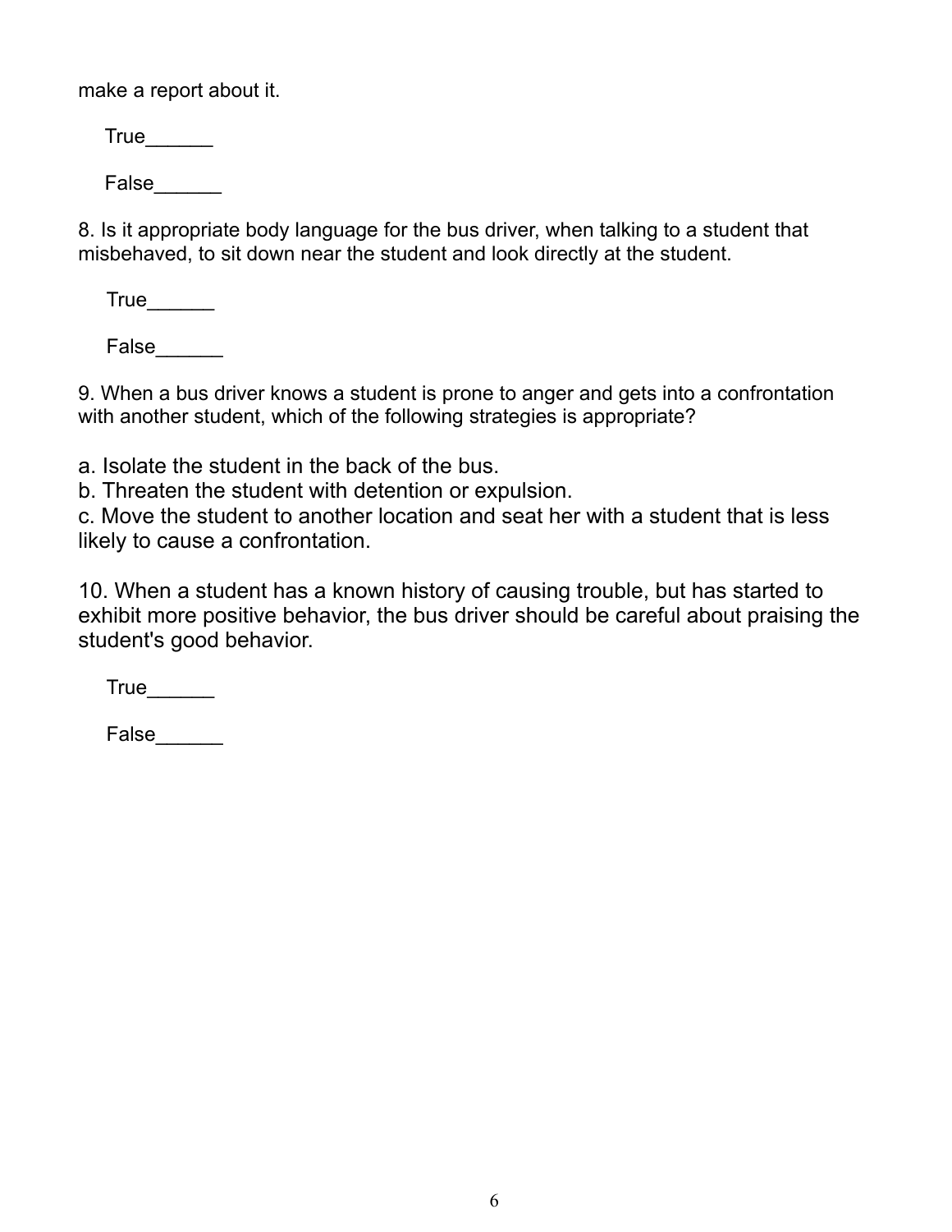make a report about it.

True______

False______

8. Is it appropriate body language for the bus driver, when talking to a student that misbehaved, to sit down near the student and look directly at the student.

True______

False______

9. When a bus driver knows a student is prone to anger and gets into a confrontation with another student, which of the following strategies is appropriate?

a. Isolate the student in the back of the bus.
b. Threaten the student with detention or expulsion.
c. Move the student to another location and seat her with a student that is less likely to cause a confrontation.

10. When a student has a known history of causing trouble, but has started to exhibit more positive behavior, the bus driver should be careful about praising the student's good behavior.

True______

False______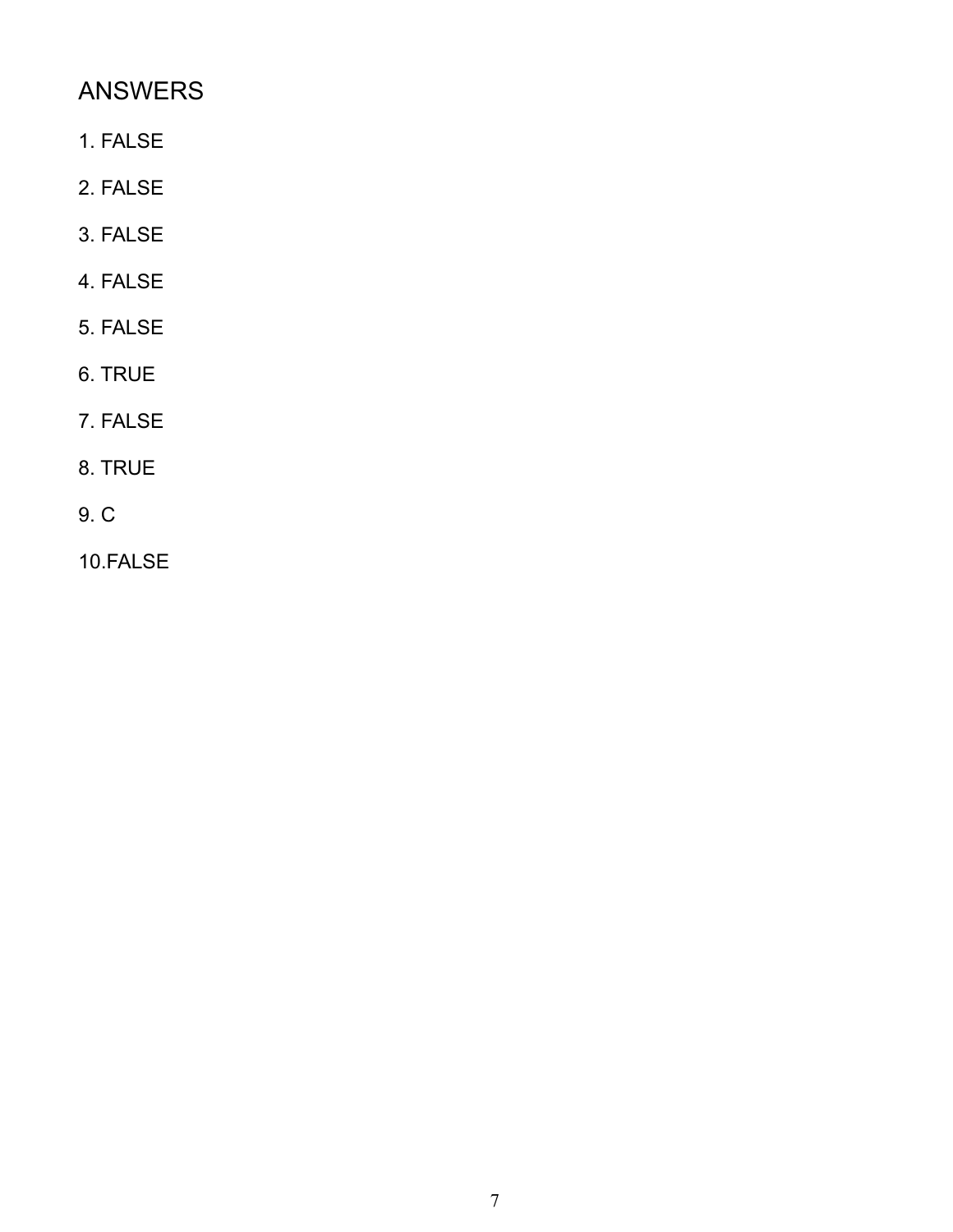## ANSWERS

1. FALSE
2. FALSE
3. FALSE
4. FALSE
5. FALSE
6. TRUE
7. FALSE
8. TRUE
9. C
10. FALSE